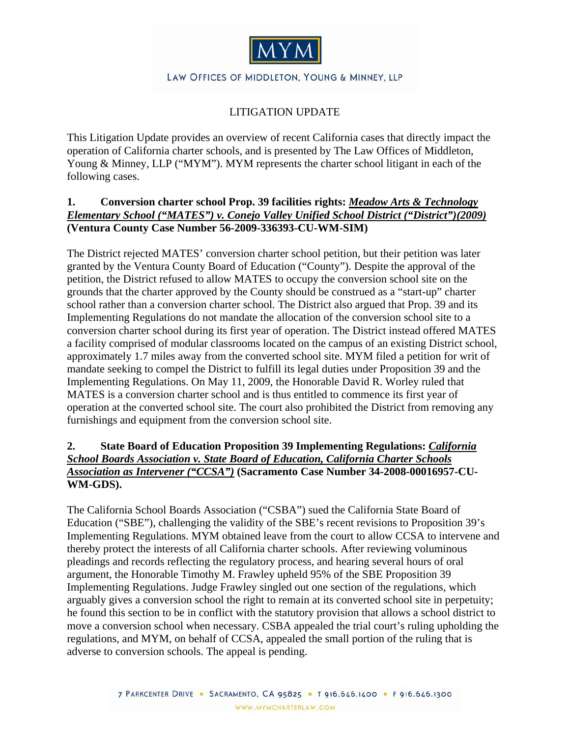MYM

LAW OFFICES OF MIDDLETON, YOUNG & MINNEY, LLP

# LITIGATION UPDATE

This Litigation Update provides an overview of recent California cases that directly impact the operation of California charter schools, and is presented by The Law Offices of Middleton, Young & Minney, LLP ("MYM"). MYM represents the charter school litigant in each of the following cases.

## 1. Conversion charter school Prop. 39 facilities rights: *Meadow Arts & Technology Elementary School ("MATES") v. Conejo Valley Unified School District ("District")(2009)* (Ventura County Case Number 56-2009-336393-CU-WM-SIM)

The District rejected MATES' conversion charter school petition, but their petition was later granted by the Ventura County Board of Education ("County"). Despite the approval of the petition, the District refused to allow MATES to occupy the conversion school site on the grounds that the charter approved by the County should be construed as a "start-up" charter school rather than a conversion charter school. The District also argued that Prop. 39 and its Implementing Regulations do not mandate the allocation of the conversion school site to a conversion charter school during its first year of operation. The District instead offered MATES a facility comprised of modular classrooms located on the campus of an existing District school, approximately 1.7 miles away from the converted school site. MYM filed a petition for writ of mandate seeking to compel the District to fulfill its legal duties under Proposition 39 and the Implementing Regulations. On May 11, 2009, the Honorable David R. Worley ruled that MATES is a conversion charter school and is thus entitled to commence its first year of operation at the converted school site. The court also prohibited the District from removing any furnishings and equipment from the conversion school site.

## 2. State Board of Education Proposition 39 Implementing Regulations: *California School Boards Association v. State Board of Education, California Charter Schools Association as Intervener ("CCSA")* (Sacramento Case Number 34-2008-00016957-CU-WM-GDS).

The California School Boards Association ("CSBA") sued the California State Board of Education ("SBE"), challenging the validity of the SBE's recent revisions to Proposition 39's Implementing Regulations. MYM obtained leave from the court to allow CCSA to intervene and thereby protect the interests of all California charter schools. After reviewing voluminous pleadings and records reflecting the regulatory process, and hearing several hours of oral argument, the Honorable Timothy M. Frawley upheld 95% of the SBE Proposition 39 Implementing Regulations. Judge Frawley singled out one section of the regulations, which arguably gives a conversion school the right to remain at its converted school site in perpetuity; he found this section to be in conflict with the statutory provision that allows a school district to move a conversion school when necessary. CSBA appealed the trial court's ruling upholding the regulations, and MYM, on behalf of CCSA, appealed the small portion of the ruling that is adverse to conversion schools. The appeal is pending.

7 PARKCENTER DRIVE ▪ SACRAMENTO, CA 95825 ▪ T 916.646.1400 ▪ F 916.646.1300
WWW.MYMCHARTERLAW.COM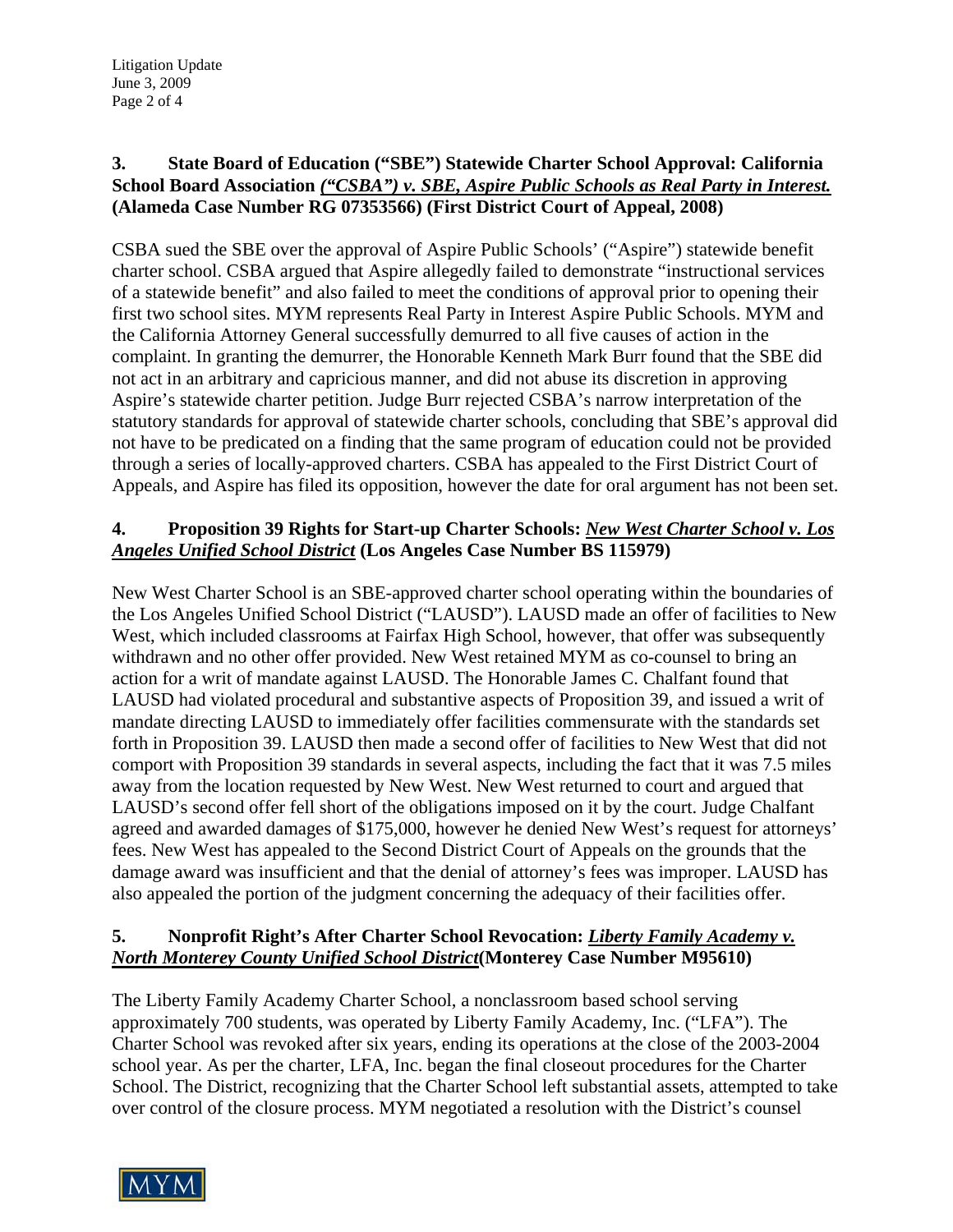### 3. State Board of Education ("SBE") Statewide Charter School Approval: California School Board Association *("CSBA") v. SBE, Aspire Public Schools as Real Party in Interest.* (Alameda Case Number RG 07353566) (First District Court of Appeal, 2008)

CSBA sued the SBE over the approval of Aspire Public Schools' ("Aspire") statewide benefit charter school. CSBA argued that Aspire allegedly failed to demonstrate "instructional services of a statewide benefit" and also failed to meet the conditions of approval prior to opening their first two school sites. MYM represents Real Party in Interest Aspire Public Schools. MYM and the California Attorney General successfully demurred to all five causes of action in the complaint. In granting the demurrer, the Honorable Kenneth Mark Burr found that the SBE did not act in an arbitrary and capricious manner, and did not abuse its discretion in approving Aspire's statewide charter petition. Judge Burr rejected CSBA's narrow interpretation of the statutory standards for approval of statewide charter schools, concluding that SBE's approval did not have to be predicated on a finding that the same program of education could not be provided through a series of locally-approved charters. CSBA has appealed to the First District Court of Appeals, and Aspire has filed its opposition, however the date for oral argument has not been set.

### 4. Proposition 39 Rights for Start-up Charter Schools: *New West Charter School v. Los Angeles Unified School District* (Los Angeles Case Number BS 115979)

New West Charter School is an SBE-approved charter school operating within the boundaries of the Los Angeles Unified School District ("LAUSD"). LAUSD made an offer of facilities to New West, which included classrooms at Fairfax High School, however, that offer was subsequently withdrawn and no other offer provided. New West retained MYM as co-counsel to bring an action for a writ of mandate against LAUSD. The Honorable James C. Chalfant found that LAUSD had violated procedural and substantive aspects of Proposition 39, and issued a writ of mandate directing LAUSD to immediately offer facilities commensurate with the standards set forth in Proposition 39. LAUSD then made a second offer of facilities to New West that did not comport with Proposition 39 standards in several aspects, including the fact that it was 7.5 miles away from the location requested by New West. New West returned to court and argued that LAUSD's second offer fell short of the obligations imposed on it by the court. Judge Chalfant agreed and awarded damages of $175,000, however he denied New West's request for attorneys' fees. New West has appealed to the Second District Court of Appeals on the grounds that the damage award was insufficient and that the denial of attorney's fees was improper. LAUSD has also appealed the portion of the judgment concerning the adequacy of their facilities offer.

### 5. Nonprofit Right's After Charter School Revocation: *Liberty Family Academy v. North Monterey County Unified School District* (Monterey Case Number M95610)

The Liberty Family Academy Charter School, a nonclassroom based school serving approximately 700 students, was operated by Liberty Family Academy, Inc. ("LFA"). The Charter School was revoked after six years, ending its operations at the close of the 2003-2004 school year. As per the charter, LFA, Inc. began the final closeout procedures for the Charter School. The District, recognizing that the Charter School left substantial assets, attempted to take over control of the closure process. MYM negotiated a resolution with the District's counsel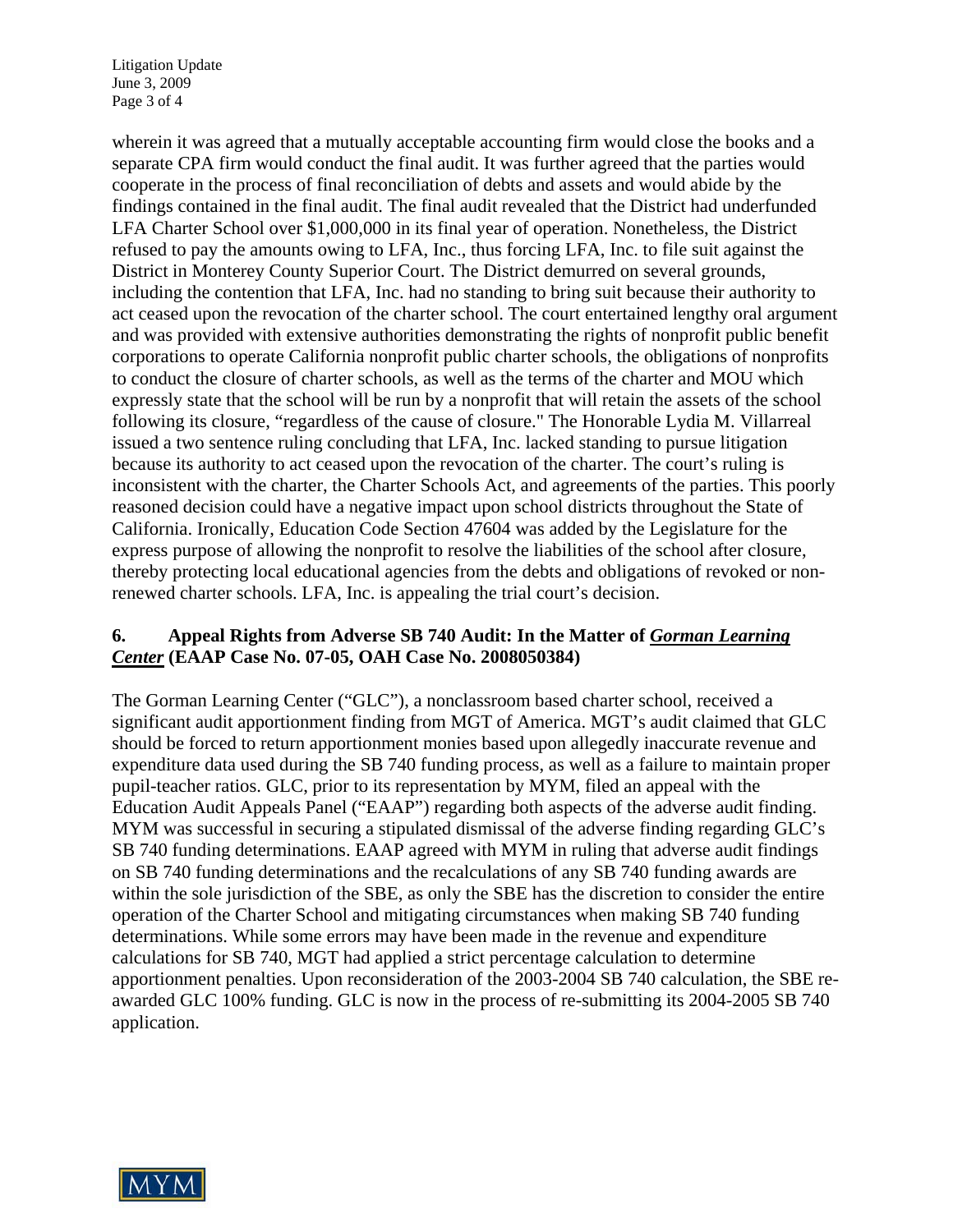wherein it was agreed that a mutually acceptable accounting firm would close the books and a separate CPA firm would conduct the final audit. It was further agreed that the parties would cooperate in the process of final reconciliation of debts and assets and would abide by the findings contained in the final audit. The final audit revealed that the District had underfunded LFA Charter School over $1,000,000 in its final year of operation. Nonetheless, the District refused to pay the amounts owing to LFA, Inc., thus forcing LFA, Inc. to file suit against the District in Monterey County Superior Court. The District demurred on several grounds, including the contention that LFA, Inc. had no standing to bring suit because their authority to act ceased upon the revocation of the charter school. The court entertained lengthy oral argument and was provided with extensive authorities demonstrating the rights of nonprofit public benefit corporations to operate California nonprofit public charter schools, the obligations of nonprofits to conduct the closure of charter schools, as well as the terms of the charter and MOU which expressly state that the school will be run by a nonprofit that will retain the assets of the school following its closure, "regardless of the cause of closure." The Honorable Lydia M. Villarreal issued a two sentence ruling concluding that LFA, Inc. lacked standing to pursue litigation because its authority to act ceased upon the revocation of the charter. The court's ruling is inconsistent with the charter, the Charter Schools Act, and agreements of the parties. This poorly reasoned decision could have a negative impact upon school districts throughout the State of California. Ironically, Education Code Section 47604 was added by the Legislature for the express purpose of allowing the nonprofit to resolve the liabilities of the school after closure, thereby protecting local educational agencies from the debts and obligations of revoked or non-renewed charter schools. LFA, Inc. is appealing the trial court's decision.

### 6. Appeal Rights from Adverse SB 740 Audit: In the Matter of ***Gorman Learning Center*** (EAAP Case No. 07-05, OAH Case No. 2008050384)

The Gorman Learning Center ("GLC"), a nonclassroom based charter school, received a significant audit apportionment finding from MGT of America. MGT's audit claimed that GLC should be forced to return apportionment monies based upon allegedly inaccurate revenue and expenditure data used during the SB 740 funding process, as well as a failure to maintain proper pupil-teacher ratios. GLC, prior to its representation by MYM, filed an appeal with the Education Audit Appeals Panel ("EAAP") regarding both aspects of the adverse audit finding. MYM was successful in securing a stipulated dismissal of the adverse finding regarding GLC's SB 740 funding determinations. EAAP agreed with MYM in ruling that adverse audit findings on SB 740 funding determinations and the recalculations of any SB 740 funding awards are within the sole jurisdiction of the SBE, as only the SBE has the discretion to consider the entire operation of the Charter School and mitigating circumstances when making SB 740 funding determinations. While some errors may have been made in the revenue and expenditure calculations for SB 740, MGT had applied a strict percentage calculation to determine apportionment penalties. Upon reconsideration of the 2003-2004 SB 740 calculation, the SBE re-awarded GLC 100% funding. GLC is now in the process of re-submitting its 2004-2005 SB 740 application.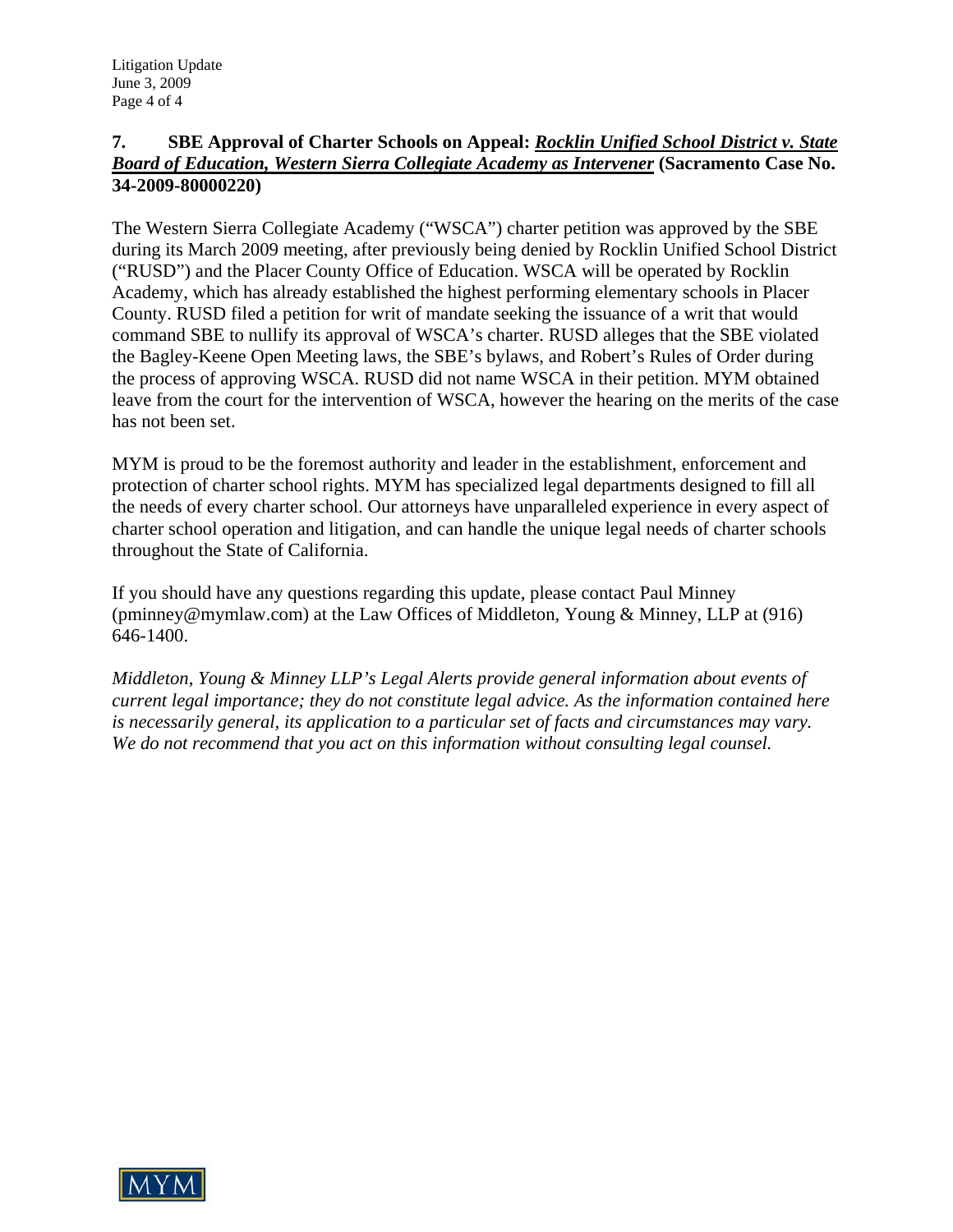**7. SBE Approval of Charter Schools on Appeal: *Rocklin Unified School District v. State Board of Education, Western Sierra Collegiate Academy as Intervener* (Sacramento Case No. 34-2009-80000220)**

The Western Sierra Collegiate Academy ("WSCA") charter petition was approved by the SBE during its March 2009 meeting, after previously being denied by Rocklin Unified School District ("RUSD") and the Placer County Office of Education. WSCA will be operated by Rocklin Academy, which has already established the highest performing elementary schools in Placer County. RUSD filed a petition for writ of mandate seeking the issuance of a writ that would command SBE to nullify its approval of WSCA's charter. RUSD alleges that the SBE violated the Bagley-Keene Open Meeting laws, the SBE's bylaws, and Robert's Rules of Order during the process of approving WSCA. RUSD did not name WSCA in their petition. MYM obtained leave from the court for the intervention of WSCA, however the hearing on the merits of the case has not been set.

MYM is proud to be the foremost authority and leader in the establishment, enforcement and protection of charter school rights. MYM has specialized legal departments designed to fill all the needs of every charter school. Our attorneys have unparalleled experience in every aspect of charter school operation and litigation, and can handle the unique legal needs of charter schools throughout the State of California.

If you should have any questions regarding this update, please contact Paul Minney (pminney@mymlaw.com) at the Law Offices of Middleton, Young & Minney, LLP at (916) 646-1400.

*Middleton, Young & Minney LLP's Legal Alerts provide general information about events of current legal importance; they do not constitute legal advice. As the information contained here is necessarily general, its application to a particular set of facts and circumstances may vary. We do not recommend that you act on this information without consulting legal counsel.*

MYM